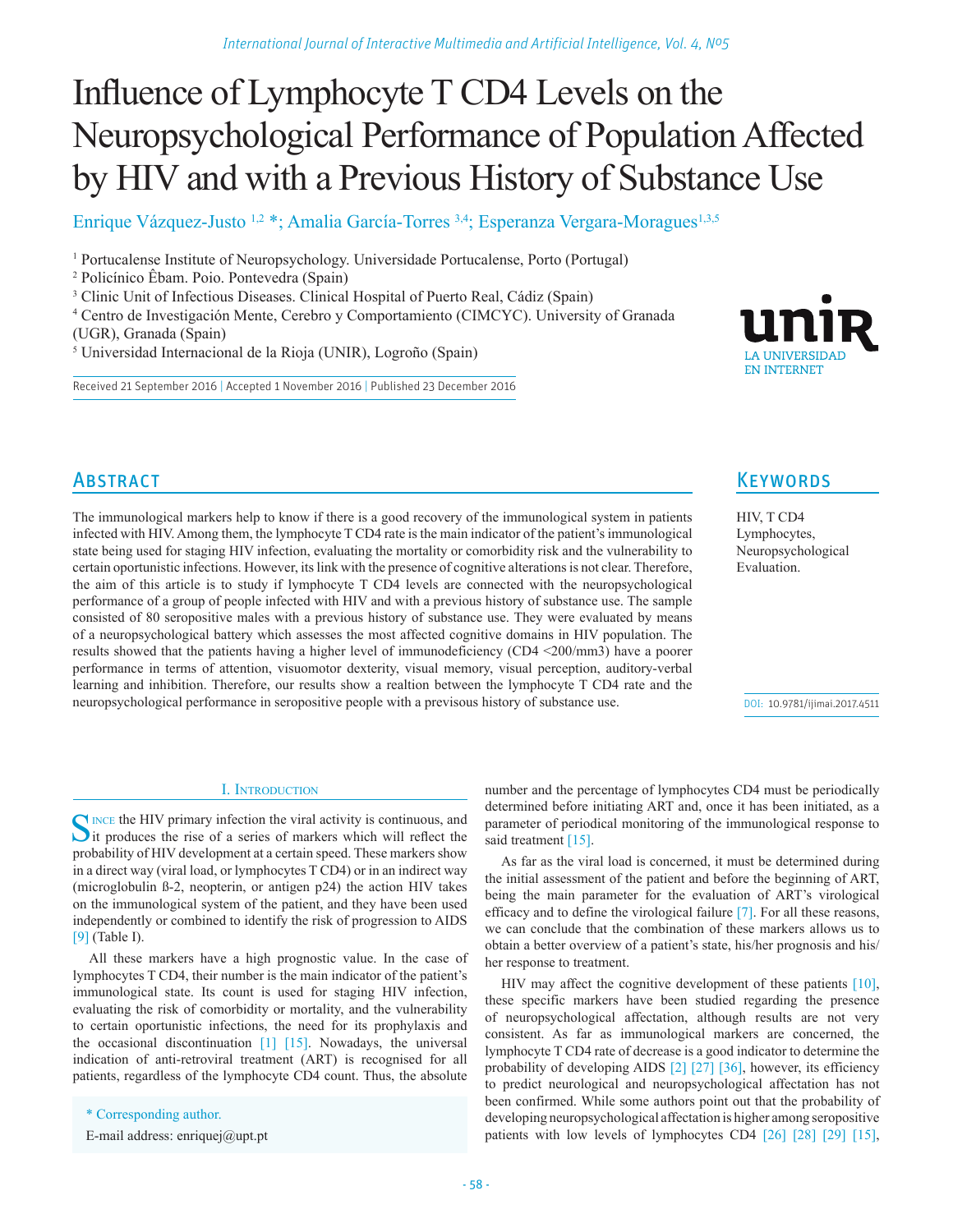# Influence of Lymphocyte T CD4 Levels on the Neuropsychological Performance of Population Affected by HIV and with a Previous History of Substance Use

Enrique Vázquez-Justo [1,2] *; Amalia García-Torres [3,4]; Esperanza Vergara-Moragues [1,3,5]

[1] Portucalense Institute of Neuropsychology. Universidade Portucalense, Porto (Portugal)

[2] Policínico Êbam. Poio. Pontevedra (Spain)

[3] Clinic Unit of Infectious Diseases. Clinical Hospital of Puerto Real, Cádiz (Spain)

[4] Centro de Investigación Mente, Cerebro y Comportamiento (CIMCYC). University of Granada (UGR), Granada (Spain)

[5] Universidad Internacional de la Rioja (UNIR), Logroño (Spain)

Received 21 September 2016 | Accepted 1 November 2016 | Published 23 December 2016

## Abstract

The immunological markers help to know if there is a good recovery of the immunological system in patients infected with HIV. Among them, the lymphocyte T CD4 rate is the main indicator of the patient's immunological state being used for staging HIV infection, evaluating the mortality or comorbidity risk and the vulnerability to certain oportunistic infections. However, its link with the presence of cognitive alterations is not clear. Therefore, the aim of this article is to study if lymphocyte T CD4 levels are connected with the neuropsychological performance of a group of people infected with HIV and with a previous history of substance use. The sample consisted of 80 seropositive males with a previous history of substance use. They were evaluated by means of a neuropsychological battery which assesses the most affected cognitive domains in HIV population. The results showed that the patients having a higher level of immunodeficiency (CD4 <200/mm3) have a poorer performance in terms of attention, visuomotor dexterity, visual memory, visual perception, auditory-verbal learning and inhibition. Therefore, our results show a realtion between the lymphocyte T CD4 rate and the neuropsychological performance in seropositive people with a prevísous history of substance use.

## Keywords

HIV, T CD4 Lymphocytes, Neuropsychological Evaluation.

DOI: 10.9781/ijimai.2017.4511

## I. Introduction

Since the HIV primary infection the viral activity is continuous, and it produces the rise of a series of markers which will reflect the probability of HIV development at a certain speed. These markers show in a direct way (viral load, or lymphocytes T CD4) or in an indirect way (microglobulin ß-2, neopterin, or antigen p24) the action HIV takes on the immunological system of the patient, and they have been used independently or combined to identify the risk of progression to AIDS [9] (Table I).

All these markers have a high prognostic value. In the case of lymphocytes T CD4, their number is the main indicator of the patient's immunological state. Its count is used for staging HIV infection, evaluating the risk of comorbidity or mortality, and the vulnerability to certain oportunistic infections, the need for its prophylaxis and the occasional discontinuation [1] [15]. Nowadays, the universal indication of anti-retroviral treatment (ART) is recognised for all patients, regardless of the lymphocyte CD4 count. Thus, the absolute number and the percentage of lymphocytes CD4 must be periodically determined before initiating ART and, once it has been initiated, as a parameter of periodical monitoring of the immunological response to said treatment [15].

As far as the viral load is concerned, it must be determined during the initial assessment of the patient and before the beginning of ART, being the main parameter for the evaluation of ART's virological efficacy and to define the virological failure [7]. For all these reasons, we can conclude that the combination of these markers allows us to obtain a better overview of a patient's state, his/her prognosis and his/her response to treatment.

HIV may affect the cognitive development of these patients [10], these specific markers have been studied regarding the presence of neuropsychological affectation, although results are not very consistent. As far as immunological markers are concerned, the lymphocyte T CD4 rate of decrease is a good indicator to determine the probability of developing AIDS [2] [27] [36], however, its efficiency to predict neurological and neuropsychological affectation has not been confirmed. While some authors point out that the probability of developing neuropsychological affectation is higher among seropositive patients with low levels of lymphocytes CD4 [26] [28] [29] [15],

\* Corresponding author.

E-mail address: enriquej@upt.pt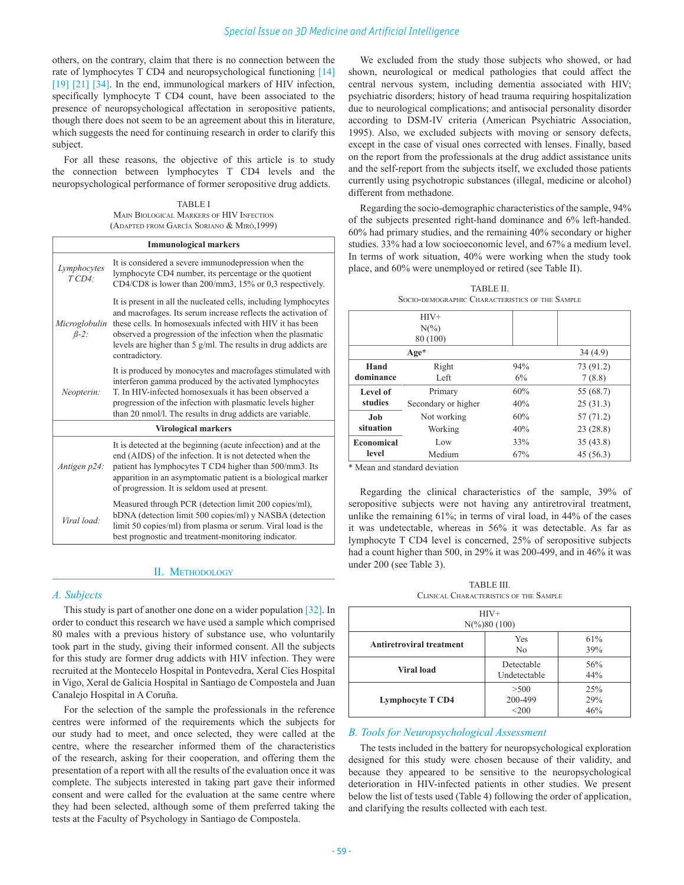others, on the contrary, claim that there is no connection between the rate of lymphocytes T CD4 and neuropsychological functioning [14] [19] [21] [34]. In the end, immunological markers of HIV infection, specifically lymphocyte T CD4 count, have been associated to the presence of neuropsychological affectation in seropositive patients, though there does not seem to be an agreement about this in literature, which suggests the need for continuing research in order to clarify this subject.

For all these reasons, the objective of this article is to study the connection between lymphocytes T CD4 levels and the neuropsychological performance of former seropositive drug addicts.

TABLE I
Main Biological Markers of HIV Infection
(Adapted from García Soriano & Miró,1999)

| Immunological markers | |
|---|---|
| *Lymphocytes T CD4:* | It is considered a severe immunodepression when the lymphocyte CD4 number, its percentage or the quotient CD4/CD8 is lower than 200/mm3, 15% or 0,3 respectively. |
| *Microglobulin ß-2:* | It is present in all the nucleated cells, including lymphocytes and macrophages. Its serum increase reflects the activation of these cells. In homosexuals infected with HIV it has been observed a progression of the infection when the plasmatic levels are higher than 5 g/ml. The results in drug addicts are contradictory. |
| *Neopterin:* | It is produced by monocytes and macrofages stimulated with interferon gamma produced by the activated lymphocytes T. In HIV-infected homosexuals it has been observed a progression of the infection with plasmatic levels higher than 20 nmol/l. The results in drug addicts are variable. |
| **Virological markers** | |
| *Antigen p24:* | It is detected at the beginning (acute infecction) and at the end (AIDS) of the infection. It is not detected when the patient has lymphocytes T CD4 higher than 500/mm3. Its apparition in an asymptomatic patient is a biological marker of progression. It is seldom used at present. |
| *Viral load:* | Measured through PCR (detection limit 200 copies/ml), bDNA (detection limit 500 copies/ml) y NASBA (detection limit 50 copies/ml) from plasma or serum. Viral load is the best prognostic and treatment-monitoring indicator. |

## II. Methodology

### A. Subjects

This study is part of another one done on a wider population [32]. In order to conduct this research we have used a sample which comprised 80 males with a previous history of substance use, who voluntarily took part in the study, giving their informed consent. All the subjects for this study are former drug addicts with HIV infection. They were recruited at the Montecelo Hospital in Pontevedra, Xeral Cíes Hospital in Vigo, Xeral de Galicia Hospital in Santiago de Compostela and Juan Canalejo Hospital in A Coruña.

For the selection of the sample the professionals in the reference centres were informed of the requirements which the subjects for our study had to meet, and once selected, they were called at the centre, where the researcher informed them of the characteristics of the research, asking for their cooperation, and offering them the presentation of a report with all the results of the evaluation once it was complete. The subjects interested in taking part gave their informed consent and were called for the evaluation at the same centre where they had been selected, although some of them preferred taking the tests at the Faculty of Psychology in Santiago de Compostela.

We excluded from the study those subjects who showed, or had shown, neurological or medical pathologies that could affect the central nervous system, including dementia associated with HIV; psychiatric disorders; history of head trauma requiring hospitalization due to neurological complications; and antisocial personality disorder according to DSM-IV criteria (American Psychiatric Association, 1995). Also, we excluded subjects with moving or sensory defects, except in the case of visual ones corrected with lenses. Finally, based on the report from the professionals at the drug addict assistance units and the self-report from the subjects itself, we excluded those patients currently using psychotropic substances (illegal, medicine or alcohol) different from methadone.

Regarding the socio-demographic characteristics of the sample, 94% of the subjects presented right-hand dominance and 6% left-handed. 60% had primary studies, and the remaining 40% secondary or higher studies. 33% had a low socioeconomic level, and 67% a medium level. In terms of work situation, 40% were working when the study took place, and 60% were unemployed or retired (see Table II).

TABLE II.
Socio-demographic Characteristics of the Sample

| | HIV+ N(%) 80 (100) | | |
|---|---|---|---|
| **Age*** | | | 34 (4.9) |
| **Hand dominance** | Right | 94% | 73 (91.2) |
| | Left | 6% | 7 (8.8) |
| **Level of studies** | Primary | 60% | 55 (68.7) |
| | Secondary or higher | 40% | 25 (31.3) |
| **Job situation** | Not working | 60% | 57 (71.2) |
| | Working | 40% | 23 (28.8) |
| **Economical level** | Low | 33% | 35 (43.8) |
| | Medium | 67% | 45 (56.3) |

\* Mean and standard deviation

Regarding the clinical characteristics of the sample, 39% of seropositive subjects were not having any antiretroviral treatment, unlike the remaining 61%; in terms of viral load, in 44% of the cases it was undetectable, whereas in 56% it was detectable. As far as lymphocyte T CD4 level is concerned, 25% of seropositive subjects had a count higher than 500, in 29% it was 200-499, and in 46% it was under 200 (see Table 3).

TABLE III.
Clinical Characteristics of the Sample

| HIV+ N(%)80 (100) | | |
|---|---|---|
| **Antiretroviral treatment** | Yes | 61% |
| | No | 39% |
| **Viral load** | Detectable | 56% |
| | Undetectable | 44% |
| **Lymphocyte T CD4** | >500 | 25% |
| | 200-499 | 29% |
| | <200 | 46% |

### B. Tools for Neuropsychological Assessment

The tests included in the battery for neuropsychological exploration designed for this study were chosen because of their validity, and because they appeared to be sensitive to the neuropsychological deterioration in HIV-infected patients in other studies. We present below the list of tests used (Table 4) following the order of application, and clarifying the results collected with each test.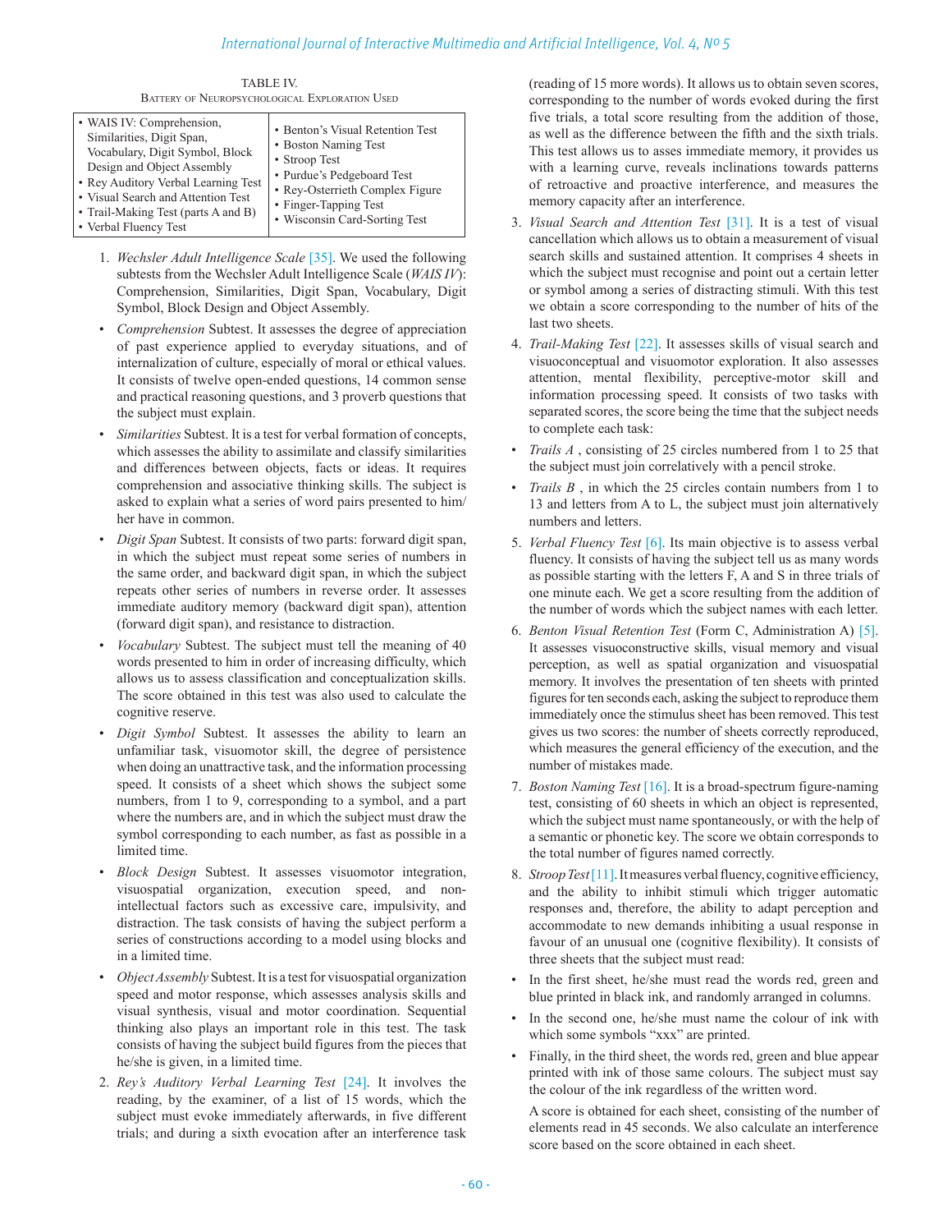TABLE IV.
Battery of Neuropsychological Exploration Used

| | |
|---|---|
| • WAIS IV: Comprehension, Similarities, Digit Span, Vocabulary, Digit Symbol, Block Design and Object Assembly<br>• Rey Auditory Verbal Learning Test<br>• Visual Search and Attention Test<br>• Trail-Making Test (parts A and B)<br>• Verbal Fluency Test | • Benton's Visual Retention Test<br>• Boston Naming Test<br>• Stroop Test<br>• Purdue's Pedgeboard Test<br>• Rey-Osterrieth Complex Figure<br>• Finger-Tapping Test<br>• Wisconsin Card-Sorting Test |

1. *Wechsler Adult Intelligence Scale* [35]. We used the following subtests from the Wechsler Adult Intelligence Scale (*WAIS IV*): Comprehension, Similarities, Digit Span, Vocabulary, Digit Symbol, Block Design and Object Assembly.

- *Comprehension* Subtest. It assesses the degree of appreciation of past experience applied to everyday situations, and of internalization of culture, especially of moral or ethical values. It consists of twelve open-ended questions, 14 common sense and practical reasoning questions, and 3 proverb questions that the subject must explain.
- *Similarities* Subtest. It is a test for verbal formation of concepts, which assesses the ability to assimilate and classify similarities and differences between objects, facts or ideas. It requires comprehension and associative thinking skills. The subject is asked to explain what a series of word pairs presented to him/her have in common.
- *Digit Span* Subtest. It consists of two parts: forward digit span, in which the subject must repeat some series of numbers in the same order, and backward digit span, in which the subject repeats other series of numbers in reverse order. It assesses immediate auditory memory (backward digit span), attention (forward digit span), and resistance to distraction.
- *Vocabulary* Subtest. The subject must tell the meaning of 40 words presented to him in order of increasing difficulty, which allows us to assess classification and conceptualization skills. The score obtained in this test was also used to calculate the cognitive reserve.
- *Digit Symbol* Subtest. It assesses the ability to learn an unfamiliar task, visuomotor skill, the degree of persistence when doing an unattractive task, and the information processing speed. It consists of a sheet which shows the subject some numbers, from 1 to 9, corresponding to a symbol, and a part where the numbers are, and in which the subject must draw the symbol corresponding to each number, as fast as possible in a limited time.
- *Block Design* Subtest. It assesses visuomotor integration, visuospatial organization, execution speed, and non-intellectual factors such as excessive care, impulsivity, and distraction. The task consists of having the subject perform a series of constructions according to a model using blocks and in a limited time.
- *Object Assembly* Subtest. It is a test for visuospatial organization speed and motor response, which assesses analysis skills and visual synthesis, visual and motor coordination. Sequential thinking also plays an important role in this test. The task consists of having the subject build figures from the pieces that he/she is given, in a limited time.

2. *Rey's Auditory Verbal Learning Test* [24]. It involves the reading, by the examiner, of a list of 15 words, which the subject must evoke immediately afterwards, in five different trials; and during a sixth evocation after an interference task (reading of 15 more words). It allows us to obtain seven scores, corresponding to the number of words evoked during the first five trials, a total score resulting from the addition of those, as well as the difference between the fifth and the sixth trials. This test allows us to asses immediate memory, it provides us with a learning curve, reveals inclinations towards patterns of retroactive and proactive interference, and measures the memory capacity after an interference.
3. *Visual Search and Attention Test* [31]. It is a test of visual cancellation which allows us to obtain a measurement of visual search skills and sustained attention. It comprises 4 sheets in which the subject must recognise and point out a certain letter or symbol among a series of distracting stimuli. With this test we obtain a score corresponding to the number of hits of the last two sheets.
4. *Trail-Making Test* [22]. It assesses skills of visual search and visuoconceptual and visuomotor exploration. It also assesses attention, mental flexibility, perceptive-motor skill and information processing speed. It consists of two tasks with separated scores, the score being the time that the subject needs to complete each task:

- *Trails A* , consisting of 25 circles numbered from 1 to 25 that the subject must join correlatively with a pencil stroke.
- *Trails B* , in which the 25 circles contain numbers from 1 to 13 and letters from A to L, the subject must join alternatively numbers and letters.

5. *Verbal Fluency Test* [6]. Its main objective is to assess verbal fluency. It consists of having the subject tell us as many words as possible starting with the letters F, A and S in three trials of one minute each. We get a score resulting from the addition of the number of words which the subject names with each letter.
6. *Benton Visual Retention Test* (Form C, Administration A) [5]. It assesses visuoconstructive skills, visual memory and visual perception, as well as spatial organization and visuospatial memory. It involves the presentation of ten sheets with printed figures for ten seconds each, asking the subject to reproduce them immediately once the stimulus sheet has been removed. This test gives us two scores: the number of sheets correctly reproduced, which measures the general efficiency of the execution, and the number of mistakes made.
7. *Boston Naming Test* [16]. It is a broad-spectrum figure-naming test, consisting of 60 sheets in which an object is represented, which the subject must name spontaneously, or with the help of a semantic or phonetic key. The score we obtain corresponds to the total number of figures named correctly.
8. *Stroop Test* [11]. It measures verbal fluency, cognitive efficiency, and the ability to inhibit stimuli which trigger automatic responses and, therefore, the ability to adapt perception and accommodate to new demands inhibiting a usual response in favour of an unusual one (cognitive flexibility). It consists of three sheets that the subject must read:

- In the first sheet, he/she must read the words red, green and blue printed in black ink, and randomly arranged in columns.
- In the second one, he/she must name the colour of ink with which some symbols "xxx" are printed.
- Finally, in the third sheet, the words red, green and blue appear printed with ink of those same colours. The subject must say the colour of the ink regardless of the written word.

A score is obtained for each sheet, consisting of the number of elements read in 45 seconds. We also calculate an interference score based on the score obtained in each sheet.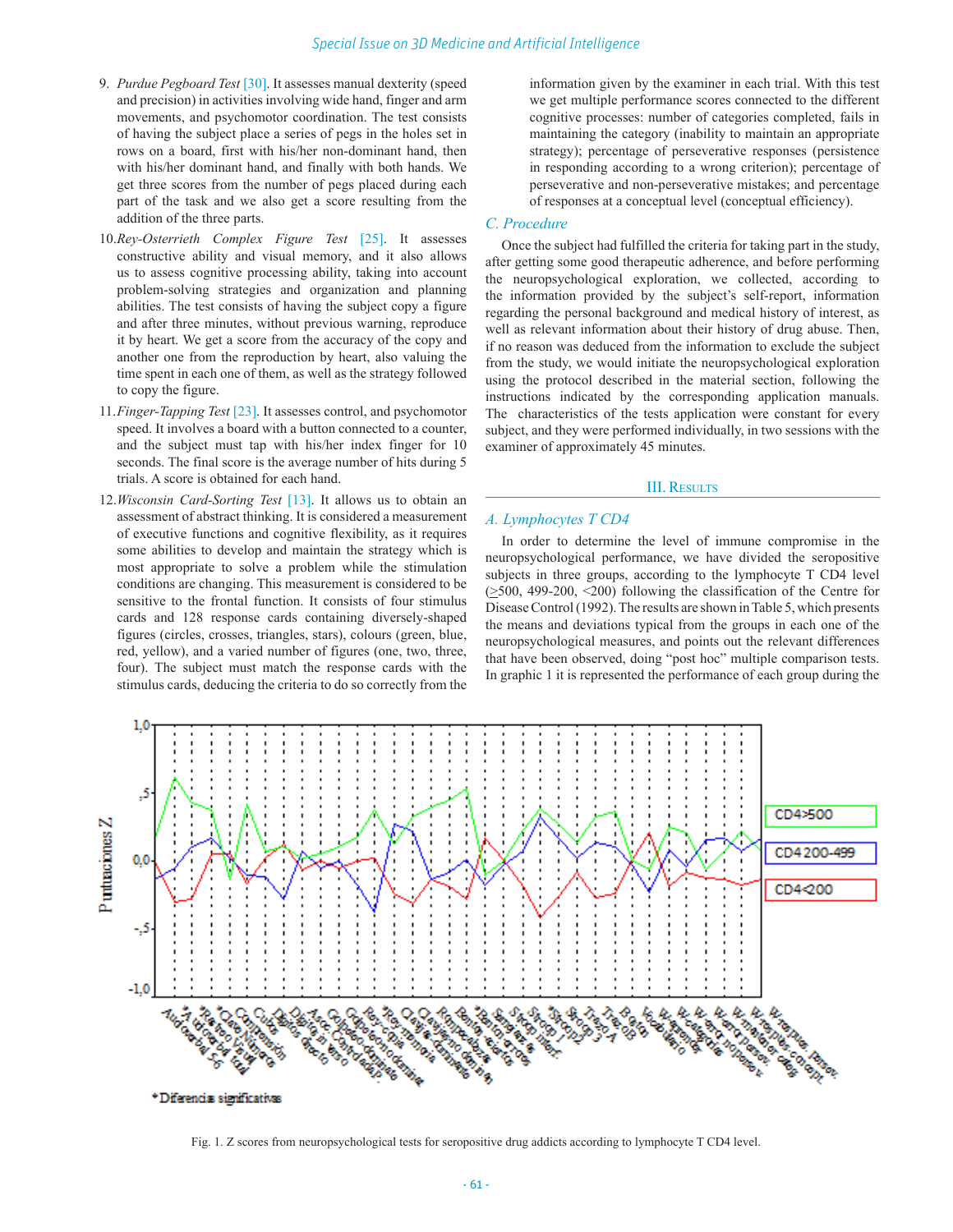9. *Purdue Pegboard Test* [30]. It assesses manual dexterity (speed and precision) in activities involving wide hand, finger and arm movements, and psychomotor coordination. The test consists of having the subject place a series of pegs in the holes set in rows on a board, first with his/her non-dominant hand, then with his/her dominant hand, and finally with both hands. We get three scores from the number of pegs placed during each part of the task and we also get a score resulting from the addition of the three parts.
10. *Rey-Osterrieth Complex Figure Test* [25]. It assesses constructive ability and visual memory, and it also allows us to assess cognitive processing ability, taking into account problem-solving strategies and organization and planning abilities. The test consists of having the subject copy a figure and after three minutes, without previous warning, reproduce it by heart. We get a score from the accuracy of the copy and another one from the reproduction by heart, also valuing the time spent in each one of them, as well as the strategy followed to copy the figure.
11. *Finger-Tapping Test* [23]. It assesses control, and psychomotor speed. It involves a board with a button connected to a counter, and the subject must tap with his/her index finger for 10 seconds. The final score is the average number of hits during 5 trials. A score is obtained for each hand.
12. *Wisconsin Card-Sorting Test* [13]. It allows us to obtain an assessment of abstract thinking. It is considered a measurement of executive functions and cognitive flexibility, as it requires some abilities to develop and maintain the strategy which is most appropriate to solve a problem while the stimulation conditions are changing. This measurement is considered to be sensitive to the frontal function. It consists of four stimulus cards and 128 response cards containing diversely-shaped figures (circles, crosses, triangles, stars), colours (green, blue, red, yellow), and a varied number of figures (one, two, three, four). The subject must match the response cards with the stimulus cards, deducing the criteria to do so correctly from the information given by the examiner in each trial. With this test we get multiple performance scores connected to the different cognitive processes: number of categories completed, fails in maintaining the category (inability to maintain an appropriate strategy); percentage of perseverative responses (persistence in responding according to a wrong criterion); percentage of perseverative and non-perseverative mistakes; and percentage of responses at a conceptual level (conceptual efficiency).

### C. Procedure

Once the subject had fulfilled the criteria for taking part in the study, after getting some good therapeutic adherence, and before performing the neuropsychological exploration, we collected, according to the information provided by the subject's self-report, information regarding the personal background and medical history of interest, as well as relevant information about their history of drug abuse. Then, if no reason was deduced from the information to exclude the subject from the study, we would initiate the neuropsychological exploration using the protocol described in the material section, following the instructions indicated by the corresponding application manuals. The characteristics of the tests application were constant for every subject, and they were performed individually, in two sessions with the examiner of approximately 45 minutes.

## III. Results

### A. Lymphocytes T CD4

In order to determine the level of immune compromise in the neuropsychological performance, we have divided the seropositive subjects in three groups, according to the lymphocyte T CD4 level (≥500, 499-200, <200) following the classification of the Centre for Disease Control (1992). The results are shown in Table 5, which presents the means and deviations typical from the groups in each one of the neuropsychological measures, and points out the relevant differences that have been observed, doing "post hoc" multiple comparison tests. In graphic 1 it is represented the performance of each group during the

Fig. 1. Z scores from neuropsychological tests for seropositive drug addicts according to lymphocyte T CD4 level.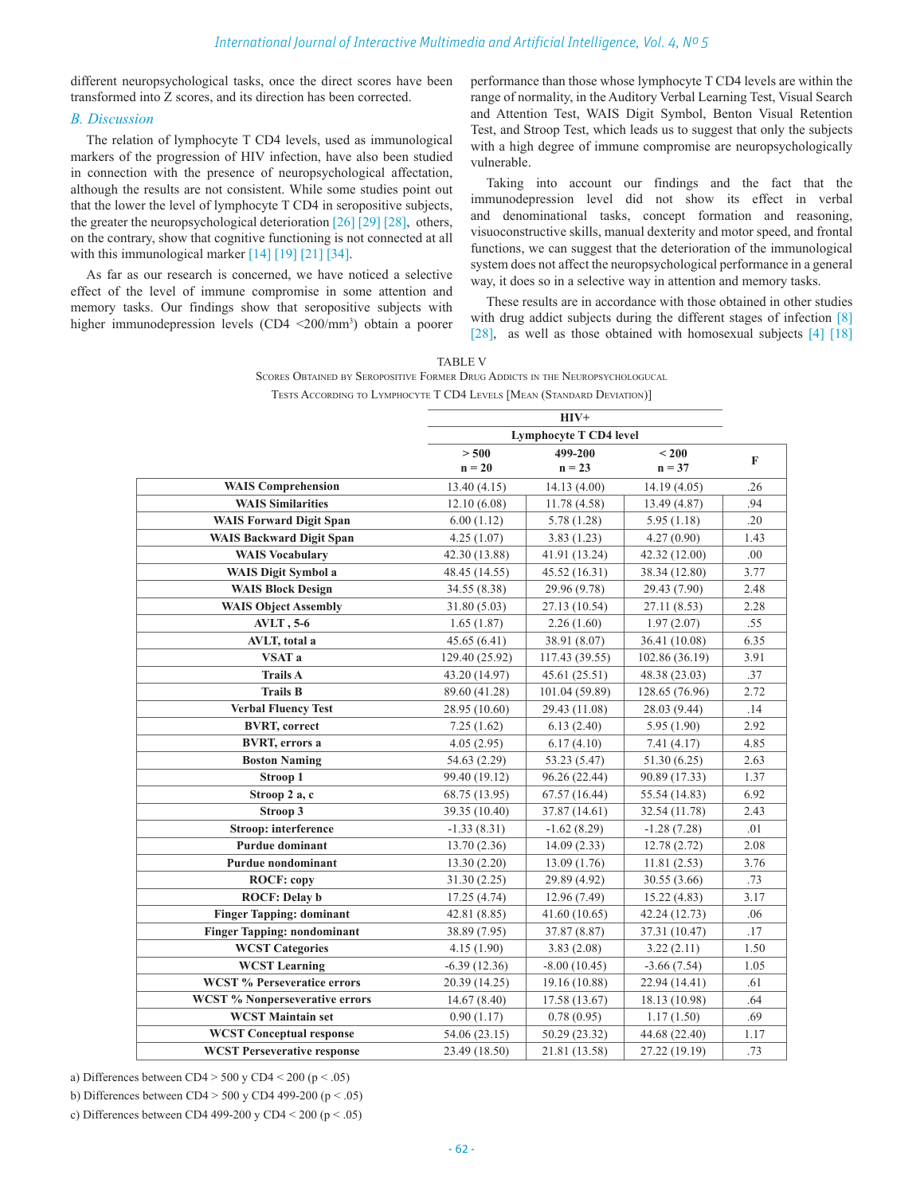different neuropsychological tasks, once the direct scores have been transformed into Z scores, and its direction has been corrected.

## B. Discussion

The relation of lymphocyte T CD4 levels, used as immunological markers of the progression of HIV infection, have also been studied in connection with the presence of neuropsychological affectation, although the results are not consistent. While some studies point out that the lower the level of lymphocyte T CD4 in seropositive subjects, the greater the neuropsychological deterioration [26] [29] [28], others, on the contrary, show that cognitive functioning is not connected at all with this immunological marker [14] [19] [21] [34].

As far as our research is concerned, we have noticed a selective effect of the level of immune compromise in some attention and memory tasks. Our findings show that seropositive subjects with higher immunodepression levels (CD4 <200/mm$^3$) obtain a poorer performance than those whose lymphocyte T CD4 levels are within the range of normality, in the Auditory Verbal Learning Test, Visual Search and Attention Test, WAIS Digit Symbol, Benton Visual Retention Test, and Stroop Test, which leads us to suggest that only the subjects with a high degree of immune compromise are neuropsychologically vulnerable.

Taking into account our findings and the fact that the immunodepression level did not show its effect in verbal and denominational tasks, concept formation and reasoning, visuoconstructive skills, manual dexterity and motor speed, and frontal functions, we can suggest that the deterioration of the immunological system does not affect the neuropsychological performance in a general way, it does so in a selective way in attention and memory tasks.

These results are in accordance with those obtained in other studies with drug addict subjects during the different stages of infection [8] [28], as well as those obtained with homosexual subjects [4] [18]

TABLE V
Scores Obtained by Seropositive Former Drug Addicts in the Neuropsychologucal Tests According to Lymphocyte T CD4 Levels [Mean (Standard Deviation)]

| | HIV+ Lymphocyte T CD4 level | | | |
|---|---|---|---|---|
| | > 500<br>n = 20 | 499-200<br>n = 23 | < 200<br>n = 37 | F |
| **WAIS Comprehension** | 13.40 (4.15) | 14.13 (4.00) | 14.19 (4.05) | .26 |
| **WAIS Similarities** | 12.10 (6.08) | 11.78 (4.58) | 13.49 (4.87) | .94 |
| **WAIS Forward Digit Span** | 6.00 (1.12) | 5.78 (1.28) | 5.95 (1.18) | .20 |
| **WAIS Backward Digit Span** | 4.25 (1.07) | 3.83 (1.23) | 4.27 (0.90) | 1.43 |
| **WAIS Vocabulary** | 42.30 (13.88) | 41.91 (13.24) | 42.32 (12.00) | .00 |
| **WAIS Digit Symbol a** | 48.45 (14.55) | 45.52 (16.31) | 38.34 (12.80) | 3.77 |
| **WAIS Block Design** | 34.55 (8.38) | 29.96 (9.78) | 29.43 (7.90) | 2.48 |
| **WAIS Object Assembly** | 31.80 (5.03) | 27.13 (10.54) | 27.11 (8.53) | 2.28 |
| **AVLT , 5-6** | 1.65 (1.87) | 2.26 (1.60) | 1.97 (2.07) | .55 |
| **AVLT, total a** | 45.65 (6.41) | 38.91 (8.07) | 36.41 (10.08) | 6.35 |
| **VSAT a** | 129.40 (25.92) | 117.43 (39.55) | 102.86 (36.19) | 3.91 |
| **Trails A** | 43.20 (14.97) | 45.61 (25.51) | 48.38 (23.03) | .37 |
| **Trails B** | 89.60 (41.28) | 101.04 (59.89) | 128.65 (76.96) | 2.72 |
| **Verbal Fluency Test** | 28.95 (10.60) | 29.43 (11.08) | 28.03 (9.44) | .14 |
| **BVRT, correct** | 7.25 (1.62) | 6.13 (2.40) | 5.95 (1.90) | 2.92 |
| **BVRT, errors a** | 4.05 (2.95) | 6.17 (4.10) | 7.41 (4.17) | 4.85 |
| **Boston Naming** | 54.63 (2.29) | 53.23 (5.47) | 51.30 (6.25) | 2.63 |
| **Stroop 1** | 99.40 (19.12) | 96.26 (22.44) | 90.89 (17.33) | 1.37 |
| **Stroop 2 a, c** | 68.75 (13.95) | 67.57 (16.44) | 55.54 (14.83) | 6.92 |
| **Stroop 3** | 39.35 (10.40) | 37.87 (14.61) | 32.54 (11.78) | 2.43 |
| **Stroop: interference** | -1.33 (8.31) | -1.62 (8.29) | -1.28 (7.28) | .01 |
| **Purdue dominant** | 13.70 (2.36) | 14.09 (2.33) | 12.78 (2.72) | 2.08 |
| **Purdue nondominant** | 13.30 (2.20) | 13.09 (1.76) | 11.81 (2.53) | 3.76 |
| **ROCF: copy** | 31.30 (2.25) | 29.89 (4.92) | 30.55 (3.66) | .73 |
| **ROCF: Delay b** | 17.25 (4.74) | 12.96 (7.49) | 15.22 (4.83) | 3.17 |
| **Finger Tapping: dominant** | 42.81 (8.85) | 41.60 (10.65) | 42.24 (12.73) | .06 |
| **Finger Tapping: nondominant** | 38.89 (7.95) | 37.87 (8.87) | 37.31 (10.47) | .17 |
| **WCST Categories** | 4.15 (1.90) | 3.83 (2.08) | 3.22 (2.11) | 1.50 |
| **WCST Learning** | -6.39 (12.36) | -8.00 (10.45) | -3.66 (7.54) | 1.05 |
| **WCST % Perseveratice errors** | 20.39 (14.25) | 19.16 (10.88) | 22.94 (14.41) | .61 |
| **WCST % Nonperseverative errors** | 14.67 (8.40) | 17.58 (13.67) | 18.13 (10.98) | .64 |
| **WCST Maintain set** | 0.90 (1.17) | 0.78 (0.95) | 1.17 (1.50) | .69 |
| **WCST Conceptual response** | 54.06 (23.15) | 50.29 (23.32) | 44.68 (22.40) | 1.17 |
| **WCST Perseverative response** | 23.49 (18.50) | 21.81 (13.58) | 27.22 (19.19) | .73 |

a) Differences between CD4 > 500 y CD4 < 200 ($p < .05$)

b) Differences between CD4 > 500 y CD4 499-200 ($p < .05$)

c) Differences between CD4 499-200 y CD4 < 200 ($p < .05$)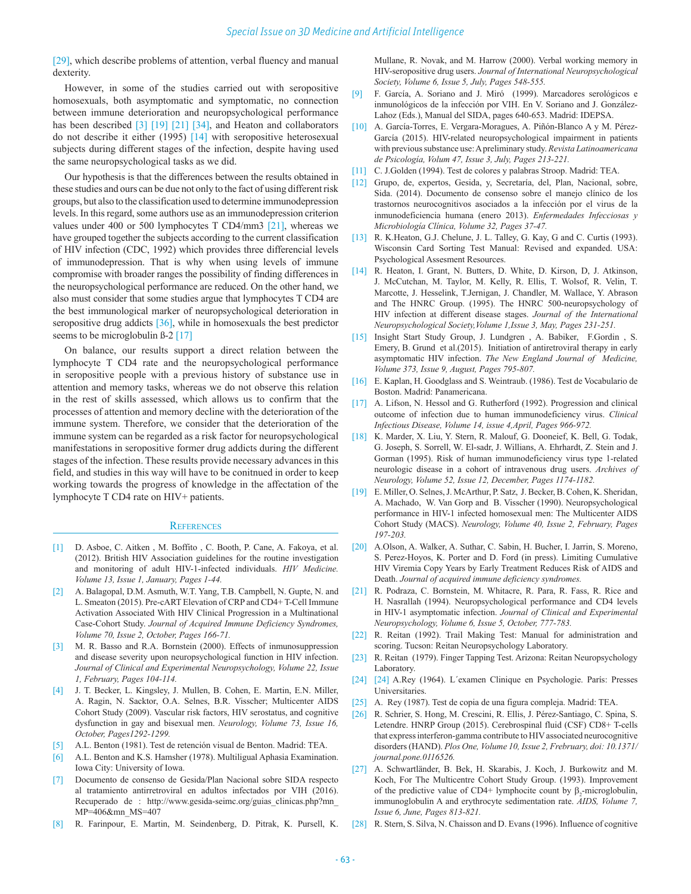[29], which describe problems of attention, verbal fluency and manual dexterity.

However, in some of the studies carried out with seropositive homosexuals, both asymptomatic and symptomatic, no connection between immune deterioration and neuropsychological performance has been described [3] [19] [21] [34], and Heaton and collaborators do not describe it either (1995) [14] with seropositive heterosexual subjects during different stages of the infection, despite having used the same neuropsychological tasks as we did.

Our hypothesis is that the differences between the results obtained in these studies and ours can be due not only to the fact of using different risk groups, but also to the classification used to determine immunodepression levels. In this regard, some authors use as an immunodepression criterion values under 400 or 500 lymphocytes T CD4/mm3 [21], whereas we have grouped together the subjects according to the current classification of HIV infection (CDC, 1992) which provides three differencial levels of immunodepression. That is why when using levels of immune compromise with broader ranges the possibility of finding differences in the neuropsychological performance are reduced. On the other hand, we also must consider that some studies argue that lymphocytes T CD4 are the best immunological marker of neuropsychological deterioration in seropositive drug addicts [36], while in homosexuals the best predictor seems to be microglobulin ß-2 [17]

On balance, our results support a direct relation between the lymphocyte T CD4 rate and the neuropsychological performance in seropositive people with a previous history of substance use in attention and memory tasks, whereas we do not observe this relation in the rest of skills assessed, which allows us to confirm that the processes of attention and memory decline with the deterioration of the immune system. Therefore, we consider that the deterioration of the immune system can be regarded as a risk factor for neuropsychological manifestations in seropositive former drug addicts during the different stages of the infection. These results provide necessary advances in this field, and studies in this way will have to be conitnued in order to keep working towards the progress of knowledge in the affectation of the lymphocyte T CD4 rate on HIV+ patients.

## References

[1] D. Asboe, C. Aitken , M. Boffito , C. Booth, P. Cane, A. Fakoya, et al. (2012). British HIV Association guidelines for the routine investigation and monitoring of adult HIV-1-infected individuals. *HIV Medicine. Volume 13, Issue 1, January, Pages 1-44.*

[2] A. Balagopal, D.M. Asmuth, W.T. Yang, T.B. Campbell, N. Gupte, N. and L. Smeaton (2015). Pre-cART Elevation of CRP and CD4+ T-Cell Immune Activation Associated With HIV Clinical Progression in a Multinational Case-Cohort Study. *Journal of Acquired Immune Deficiency Syndromes, Volume 70, Issue 2, October, Pages 166-71.*

[3] M. R. Basso and R.A. Bornstein (2000). Effects of inmunosuppression and disease severity upon neuropsychological function in HIV infection. *Journal of Clinical and Experimental Neuropsychology, Volume 22, Issue 1, February, Pages 104-114.*

[4] J. T. Becker, L. Kingsley, J. Mullen, B. Cohen, E. Martin, E.N. Miller, A. Ragin, N. Sacktor, O.A. Selnes, B.R. Visscher; Multicenter AIDS Cohort Study (2009). Vascular risk factors, HIV serostatus, and cognitive dysfunction in gay and bisexual men. *Neurology, Volume 73, Issue 16, October, Pages1292-1299.*

[5] A.L. Benton (1981). Test de retención visual de Benton. Madrid: TEA.

[6] A.L. Benton and K.S. Hamsher (1978). Multiligual Aphasia Examination. Iowa City: University of Iowa.

[7] Documento de consenso de Gesida/Plan Nacional sobre SIDA respecto al tratamiento antirretroviral en adultos infectados por VIH (2016). Recuperado de : http://www.gesida-seimc.org/guias_clinicas.php?mn_MP=406&mn_MS=407

[8] R. Farinpour, E. Martin, M. Seindenberg, D. Pitrak, K. Pursell, K. Mullane, R. Novak, and M. Harrow (2000). Verbal working memory in HIV-seropositive drug users. *Journal of International Neuropsychological Society, Volume 6, Issue 5, July, Pages 548-555.*

[9] F. García, A. Soriano and J. Miró (1999). Marcadores serológicos e inmunológicos de la infección por VIH. En V. Soriano and J. González-Lahoz (Eds.), Manual del SIDA, pages 640-653. Madrid: IDEPSA.

[10] A. García-Torres, E. Vergara-Moragues, A. Piñón-Blanco A y M. Pérez-García (2015). HIV-related neuropsychological impairment in patients with previous substance use: A preliminary study. *Revista Latinoamericana de Psicología, Volum 47, Issue 3, July, Pages 213-221.*

[11] C. J.Golden (1994). Test de colores y palabras Stroop. Madrid: TEA.

[12] Grupo, de, expertos, Gesida, y, Secretaría, del, Plan, Nacional, sobre, Sida. (2014). Documento de consenso sobre el manejo clínico de los trastornos neurocognitivos asociados a la infección por el virus de la inmunodeficiencia humana (enero 2013). *Enfermedades Infecciosas y Microbiología Clínica, Volume 32, Pages 37-47.*

[13] R. K.Heaton, G.J. Chelune, J. L. Talley, G. Kay, G and C. Curtis (1993). Wisconsin Card Sorting Test Manual: Revised and expanded. USA: Psychological Assesment Resources.

[14] R. Heaton, I. Grant, N. Butters, D. White, D. Kirson, D, J. Atkinson, J. McCutchan, M. Taylor, M. Kelly, R. Ellis, T. Wolsof, R. Velin, T. Marcotte, J. Hesselink, T.Jernigan, J. Chandler, M. Wallace, Y. Abrason and The HNRC Group. (1995). The HNRC 500-neuropsychology of HIV infection at different disease stages. *Journal of the International Neuropsychological Society,Volume 1,Issue 3, May, Pages 231-251.*

[15] Insight Start Study Group, J. Lundgren , A. Babiker, F.Gordin , S. Emery, B. Grund et al.(2015). Initiation of antiretroviral therapy in early asymptomatic HIV infection. *The New England Journal of Medicine, Volume 373, Issue 9, August, Pages 795-807.*

[16] E. Kaplan, H. Goodglass and S. Weintraub. (1986). Test de Vocabulario de Boston. Madrid: Panamericana.

[17] A. Lifson, N. Hessol and G. Rutherford (1992). Progression and clinical outcome of infection due to human immunodeficiency virus. *Clinical Infectious Disease, Volume 14, issue 4,April, Pages 966-972.*

[18] K. Marder, X. Liu, Y. Stern, R. Malouf, G. Dooneief, K. Bell, G. Todak, G. Joseph, S. Sorrell, W. El-sadr, J. Willians, A. Ehrhardt, Z. Stein and J. Gorman (1995). Risk of human immunodeficiency virus type 1-related neurologic disease in a cohort of intravenous drug users. *Archives of Neurology, Volume 52, Issue 12, December, Pages 1174-1182.*

[19] E. Miller, O. Selnes, J. McArthur, P. Satz, J. Becker, B. Cohen, K. Sheridan, A. Machado, W. Van Gorp and B. Visscher (1990). Neuropsychological performance in HIV-1 infected homosexual men: The Multicenter AIDS Cohort Study (MACS). *Neurology, Volume 40, Issue 2, February, Pages 197-203.*

[20] A.Olson, A. Walker, A. Suthar, C. Sabin, H. Bucher, I. Jarrin, S. Moreno, S. Perez-Hoyos, K. Porter and D. Ford (in press). Limiting Cumulative HIV Viremia Copy Years by Early Treatment Reduces Risk of AIDS and Death. *Journal of acquired immune deficiency syndromes.*

[21] R. Podraza, C. Bornstein, M. Whitacre, R. Para, R. Fass, R. Rice and H. Nasrallah (1994). Neuropsychological performance and CD4 levels in HIV-1 asymptomatic infection. *Journal of Clinical and Experimental Neuropsychology, Volume 6, Issue 5, October, 777-783.*

[22] R. Reitan (1992). Trail Making Test: Manual for administration and scoring. Tucson: Reitan Neuropsychology Laboratory.

[23] R. Reitan (1979). Finger Tapping Test. Arizona: Reitan Neuropsychology Laboratory.

[24] [24] A.Rey (1964). L´examen Clinique en Psychologie. París: Presses Universitaries.

[25] A. Rey (1987). Test de copia de una figura compleja. Madrid: TEA.

[26] R. Schrier, S. Hong, M. Crescini, R. Ellis, J. Pérez-Santiago, C. Spina, S. Letendre. HNRP Group (2015). Cerebrospinal fluid (CSF) CD8+ T-cells that express interferon-gamma contribute to HIV associated neurocognitive disorders (HAND). *Plos One, Volume 10, Issue 2, Frebruary, doi: 10.1371/journal.pone.0116526.*

[27] A. Schwartländer, B. Bek, H. Skarabis, J. Koch, J. Burkowitz and M. Koch, For The Multicentre Cohort Study Group. (1993). Improvement of the predictive value of CD4+ lymphocite count by $\beta_2$-microglobulin, immunoglobulin A and erythrocyte sedimentation rate. *AIDS, Volume 7, Issue 6, June, Pages 813-821.*

[28] R. Stern, S. Silva, N. Chaisson and D. Evans (1996). Influence of cognitive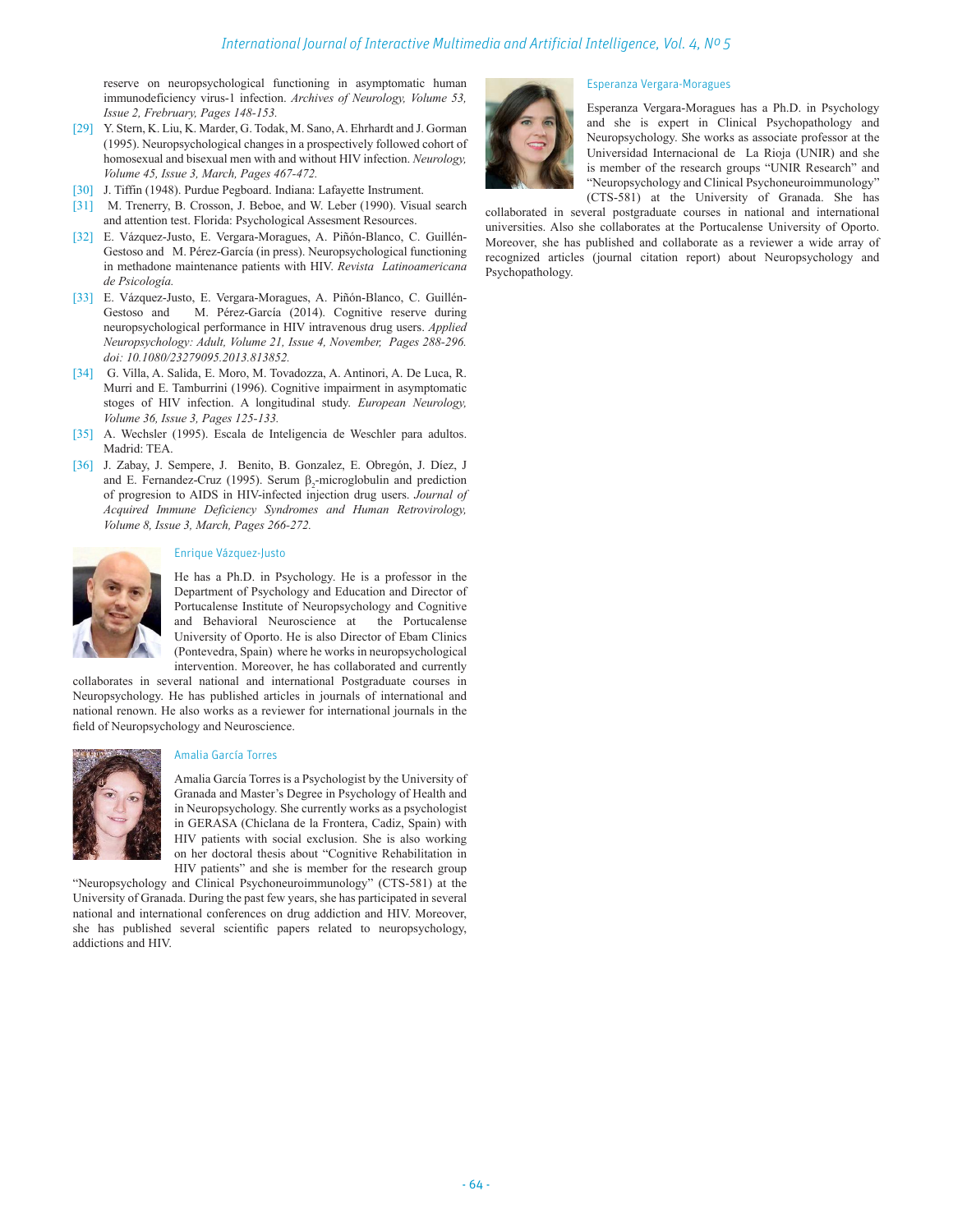reserve on neuropsychological functioning in asymptomatic human immunodeficiency virus-1 infection. *Archives of Neurology, Volume 53, Issue 2, Frebruary, Pages 148-153.*

[29] Y. Stern, K. Liu, K. Marder, G. Todak, M. Sano, A. Ehrhardt and J. Gorman (1995). Neuropsychological changes in a prospectively followed cohort of homosexual and bisexual men with and without HIV infection. *Neurology, Volume 45, Issue 3, March, Pages 467-472.*

[30] J. Tiffin (1948). Purdue Pegboard. Indiana: Lafayette Instrument.

[31] M. Trenerry, B. Crosson, J. Beboe, and W. Leber (1990). Visual search and attention test. Florida: Psychological Assesment Resources.

[32] E. Vázquez-Justo, E. Vergara-Moragues, A. Piñón-Blanco, C. Guillén-Gestoso and M. Pérez-García (in press). Neuropsychological functioning in methadone maintenance patients with HIV. *Revista Latinoamericana de Psicología.*

[33] E. Vázquez-Justo, E. Vergara-Moragues, A. Piñón-Blanco, C. Guillén-Gestoso and M. Pérez-García (2014). Cognitive reserve during neuropsychological performance in HIV intravenous drug users. *Applied Neuropsychology: Adult, Volume 21, Issue 4, November, Pages 288-296. doi: 10.1080/23279095.2013.813852.*

[34] G. Villa, A. Salida, E. Moro, M. Tovadozza, A. Antinori, A. De Luca, R. Murri and E. Tamburrini (1996). Cognitive impairment in asymptomatic stoges of HIV infection. A longitudinal study. *European Neurology, Volume 36, Issue 3, Pages 125-133.*

[35] A. Wechsler (1995). Escala de Inteligencia de Weschler para adultos. Madrid: TEA.

[36] J. Zabay, J. Sempere, J. Benito, B. Gonzalez, E. Obregón, J. Díez, J and E. Fernandez-Cruz (1995). Serum $\beta_2$-microglobulin and prediction of progresion to AIDS in HIV-infected injection drug users. *Journal of Acquired Immune Deficiency Syndromes and Human Retrovirology, Volume 8, Issue 3, March, Pages 266-272.*

### Enrique Vázquez-Justo

He has a Ph.D. in Psychology. He is a professor in the Department of Psychology and Education and Director of Portucalense Institute of Neuropsychology and Cognitive and Behavioral Neuroscience at the Portucalense University of Oporto. He is also Director of Ebam Clinics (Pontevedra, Spain) where he works in neuropsychological intervention. Moreover, he has collaborated and currently collaborates in several national and international Postgraduate courses in Neuropsychology. He has published articles in journals of international and national renown. He also works as a reviewer for international journals in the field of Neuropsychology and Neuroscience.

### Amalia García Torres

Amalia García Torres is a Psychologist by the University of Granada and Master's Degree in Psychology of Health and in Neuropsychology. She currently works as a psychologist in GERASA (Chiclana de la Frontera, Cadiz, Spain) with HIV patients with social exclusion. She is also working on her doctoral thesis about "Cognitive Rehabilitation in HIV patients" and she is member for the research group "Neuropsychology and Clinical Psychoneuroimmunology" (CTS-581) at the University of Granada. During the past few years, she has participated in several national and international conferences on drug addiction and HIV. Moreover, she has published several scientific papers related to neuropsychology, addictions and HIV.

### Esperanza Vergara-Moragues

Esperanza Vergara-Moragues has a Ph.D. in Psychology and she is expert in Clinical Psychopathology and Neuropsychology. She works as associate professor at the Universidad Internacional de La Rioja (UNIR) and she is member of the research groups "UNIR Research" and "Neuropsychology and Clinical Psychoneuroimmunology" (CTS-581) at the University of Granada. She has collaborated in several postgraduate courses in national and international universities. Also she collaborates at the Portucalense University of Oporto. Moreover, she has published and collaborate as a reviewer a wide array of recognized articles (journal citation report) about Neuropsychology and Psychopathology.